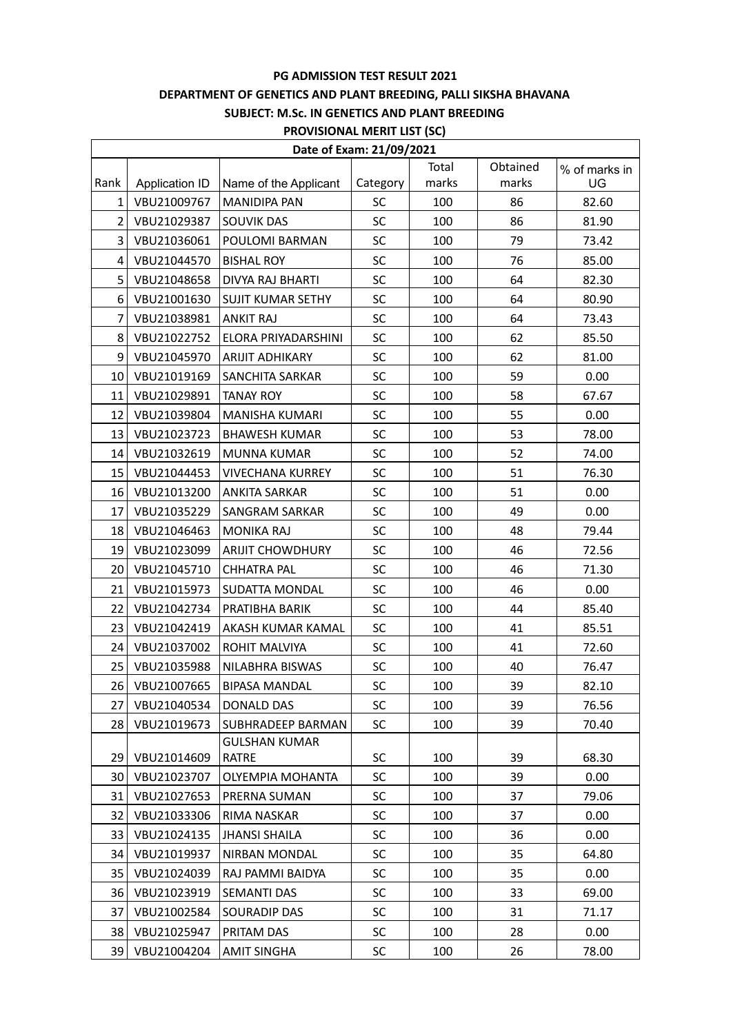**PG ADMISSION TEST RESULT 2021**

**DEPARTMENT OF GENETICS AND PLANT BREEDING, PALLI SIKSHA BHAVANA**

**SUBJECT: M.Sc. IN GENETICS AND PLANT BREEDING**

**PROVISIONAL MERIT LIST (SC)**

**Date of Exam: 21/09/2021**

| Rank | Application ID | Name of the Applicant | Category | Total marks | Obtained marks | % of marks in UG |
|---|---|---|---|---|---|---|
| 1 | VBU21009767 | MANIDIPA PAN | SC | 100 | 86 | 82.60 |
| 2 | VBU21029387 | SOUVIK DAS | SC | 100 | 86 | 81.90 |
| 3 | VBU21036061 | POULOMI BARMAN | SC | 100 | 79 | 73.42 |
| 4 | VBU21044570 | BISHAL ROY | SC | 100 | 76 | 85.00 |
| 5 | VBU21048658 | DIVYA RAJ BHARTI | SC | 100 | 64 | 82.30 |
| 6 | VBU21001630 | SUJIT KUMAR SETHY | SC | 100 | 64 | 80.90 |
| 7 | VBU21038981 | ANKIT RAJ | SC | 100 | 64 | 73.43 |
| 8 | VBU21022752 | ELORA PRIYADARSHINI | SC | 100 | 62 | 85.50 |
| 9 | VBU21045970 | ARIJIT ADHIKARY | SC | 100 | 62 | 81.00 |
| 10 | VBU21019169 | SANCHITA SARKAR | SC | 100 | 59 | 0.00 |
| 11 | VBU21029891 | TANAY ROY | SC | 100 | 58 | 67.67 |
| 12 | VBU21039804 | MANISHA KUMARI | SC | 100 | 55 | 0.00 |
| 13 | VBU21023723 | BHAWESH KUMAR | SC | 100 | 53 | 78.00 |
| 14 | VBU21032619 | MUNNA KUMAR | SC | 100 | 52 | 74.00 |
| 15 | VBU21044453 | VIVECHANA KURREY | SC | 100 | 51 | 76.30 |
| 16 | VBU21013200 | ANKITA SARKAR | SC | 100 | 51 | 0.00 |
| 17 | VBU21035229 | SANGRAM SARKAR | SC | 100 | 49 | 0.00 |
| 18 | VBU21046463 | MONIKA RAJ | SC | 100 | 48 | 79.44 |
| 19 | VBU21023099 | ARIJIT CHOWDHURY | SC | 100 | 46 | 72.56 |
| 20 | VBU21045710 | CHHATRA PAL | SC | 100 | 46 | 71.30 |
| 21 | VBU21015973 | SUDATTA MONDAL | SC | 100 | 46 | 0.00 |
| 22 | VBU21042734 | PRATIBHA BARIK | SC | 100 | 44 | 85.40 |
| 23 | VBU21042419 | AKASH KUMAR KAMAL | SC | 100 | 41 | 85.51 |
| 24 | VBU21037002 | ROHIT MALVIYA | SC | 100 | 41 | 72.60 |
| 25 | VBU21035988 | NILABHRA BISWAS | SC | 100 | 40 | 76.47 |
| 26 | VBU21007665 | BIPASA MANDAL | SC | 100 | 39 | 82.10 |
| 27 | VBU21040534 | DONALD DAS | SC | 100 | 39 | 76.56 |
| 28 | VBU21019673 | SUBHRADEEP BARMAN | SC | 100 | 39 | 70.40 |
| 29 | VBU21014609 | GULSHAN KUMAR RATRE | SC | 100 | 39 | 68.30 |
| 30 | VBU21023707 | OLYEMPIA MOHANTA | SC | 100 | 39 | 0.00 |
| 31 | VBU21027653 | PRERNA SUMAN | SC | 100 | 37 | 79.06 |
| 32 | VBU21033306 | RIMA NASKAR | SC | 100 | 37 | 0.00 |
| 33 | VBU21024135 | JHANSI SHAILA | SC | 100 | 36 | 0.00 |
| 34 | VBU21019937 | NIRBAN MONDAL | SC | 100 | 35 | 64.80 |
| 35 | VBU21024039 | RAJ PAMMI BAIDYA | SC | 100 | 35 | 0.00 |
| 36 | VBU21023919 | SEMANTI DAS | SC | 100 | 33 | 69.00 |
| 37 | VBU21002584 | SOURADIP DAS | SC | 100 | 31 | 71.17 |
| 38 | VBU21025947 | PRITAM DAS | SC | 100 | 28 | 0.00 |
| 39 | VBU21004204 | AMIT SINGHA | SC | 100 | 26 | 78.00 |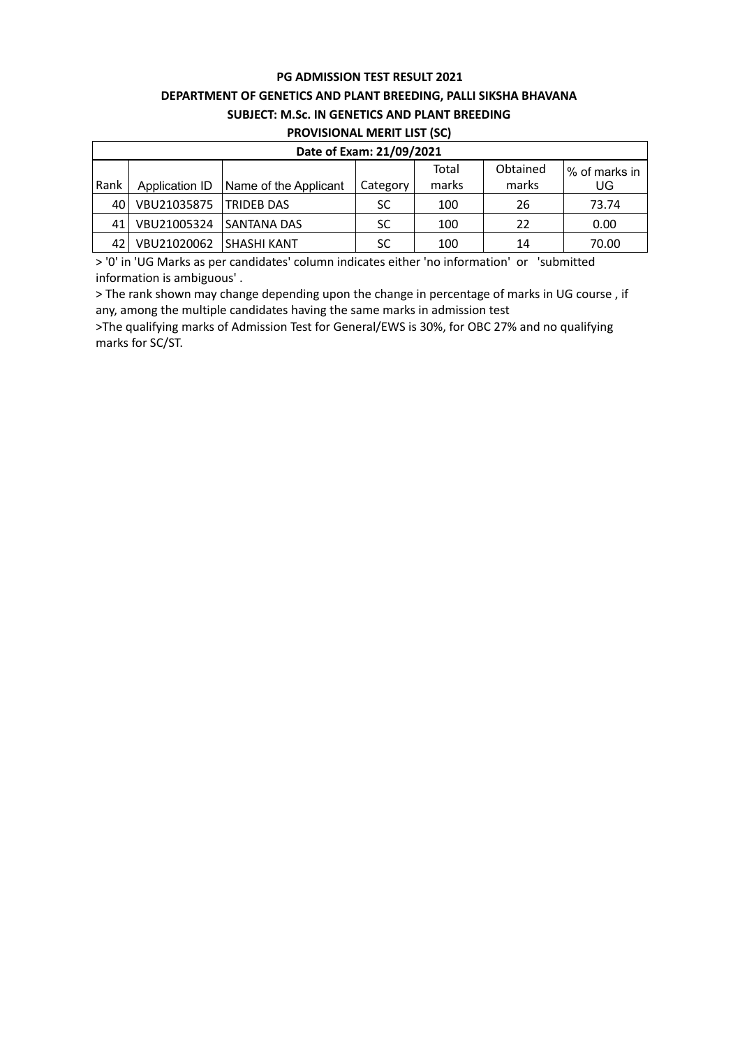**PG ADMISSION TEST RESULT 2021**

**DEPARTMENT OF GENETICS AND PLANT BREEDING, PALLI SIKSHA BHAVANA**

**SUBJECT: M.Sc. IN GENETICS AND PLANT BREEDING**

**PROVISIONAL MERIT LIST (SC)**

| Date of Exam: 21/09/2021 | | | | | | |
|---|---|---|---|---|---|---|
| Rank | Application ID | Name of the Applicant | Category | Total marks | Obtained marks | % of marks in UG |
| 40 | VBU21035875 | TRIDEB DAS | SC | 100 | 26 | 73.74 |
| 41 | VBU21005324 | SANTANA DAS | SC | 100 | 22 | 0.00 |
| 42 | VBU21020062 | SHASHI KANT | SC | 100 | 14 | 70.00 |

> '0' in 'UG Marks as per candidates' column indicates either 'no information' or 'submitted information is ambiguous' .

> The rank shown may change depending upon the change in percentage of marks in UG course , if any, among the multiple candidates having the same marks in admission test

>The qualifying marks of Admission Test for General/EWS is 30%, for OBC 27% and no qualifying marks for SC/ST.